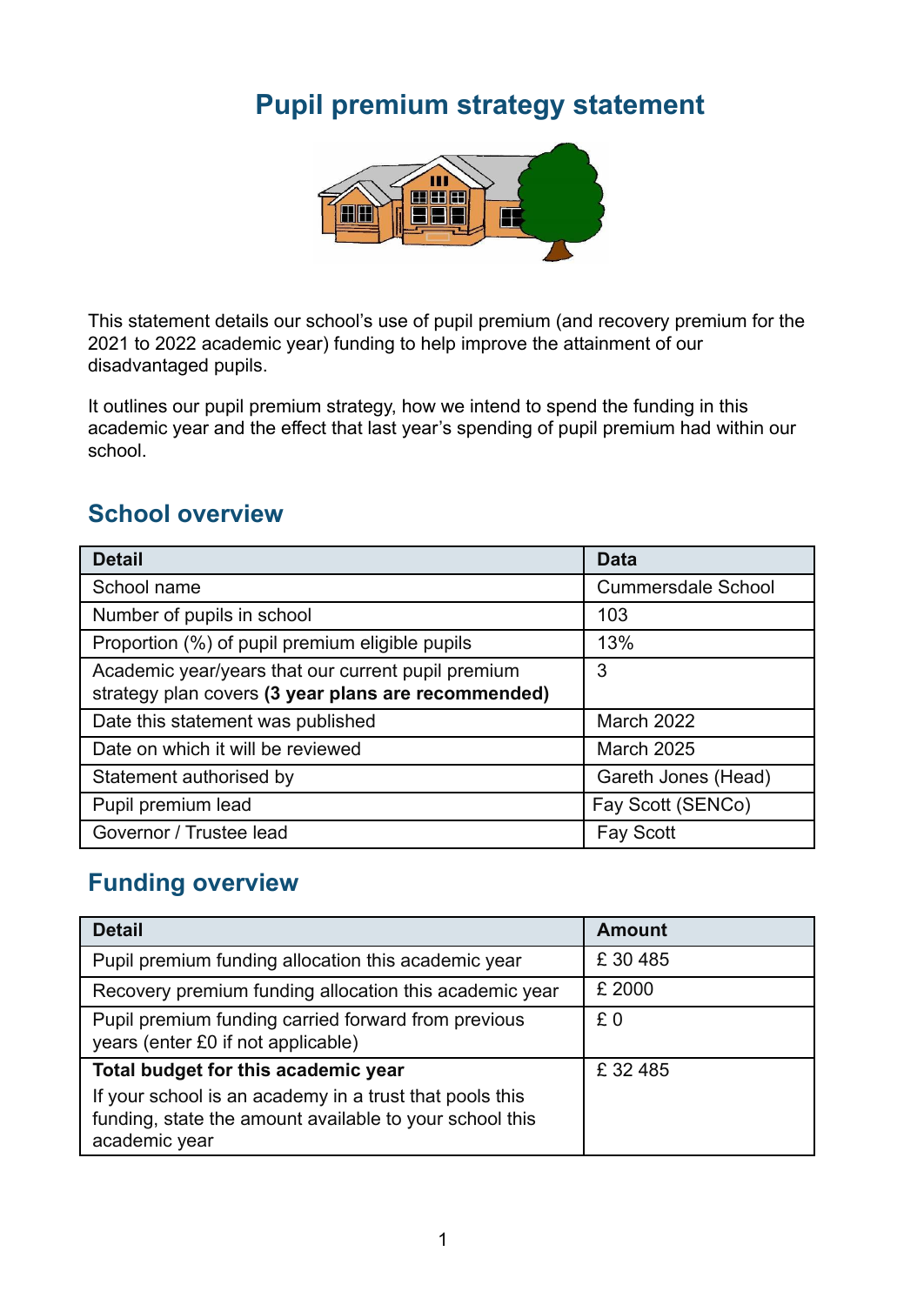# Pupil premium strategy statement

This statement details our school's use of pupil premium (and recovery premium for the 2021 to 2022 academic year) funding to help improve the attainment of our disadvantaged pupils.

It outlines our pupil premium strategy, how we intend to spend the funding in this academic year and the effect that last year's spending of pupil premium had within our school.

## School overview

| Detail | Data |
|---|---|
| School name | Cummersdale School |
| Number of pupils in school | 103 |
| Proportion (%) of pupil premium eligible pupils | 13% |
| Academic year/years that our current pupil premium strategy plan covers **(3 year plans are recommended)** | 3 |
| Date this statement was published | March 2022 |
| Date on which it will be reviewed | March 2025 |
| Statement authorised by | Gareth Jones (Head) |
| Pupil premium lead | Fay Scott (SENCo) |
| Governor / Trustee lead | Fay Scott |

## Funding overview

| Detail | Amount |
|---|---|
| Pupil premium funding allocation this academic year | £ 30 485 |
| Recovery premium funding allocation this academic year | £ 2000 |
| Pupil premium funding carried forward from previous years (enter £0 if not applicable) | £ 0 |
| **Total budget for this academic year** If your school is an academy in a trust that pools this funding, state the amount available to your school this academic year | £ 32 485 |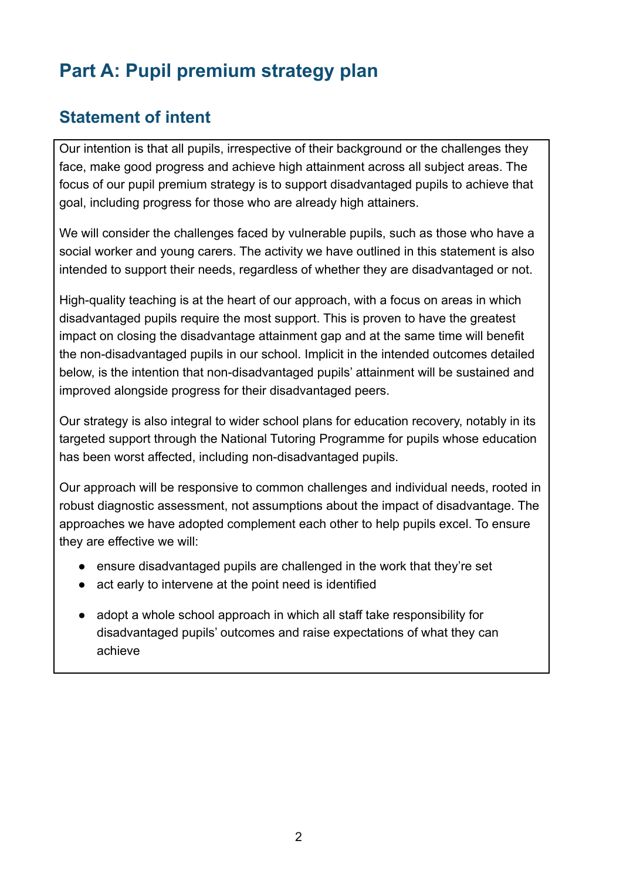# Part A: Pupil premium strategy plan

## Statement of intent

Our intention is that all pupils, irrespective of their background or the challenges they face, make good progress and achieve high attainment across all subject areas. The focus of our pupil premium strategy is to support disadvantaged pupils to achieve that goal, including progress for those who are already high attainers.

We will consider the challenges faced by vulnerable pupils, such as those who have a social worker and young carers. The activity we have outlined in this statement is also intended to support their needs, regardless of whether they are disadvantaged or not.

High-quality teaching is at the heart of our approach, with a focus on areas in which disadvantaged pupils require the most support. This is proven to have the greatest impact on closing the disadvantage attainment gap and at the same time will benefit the non-disadvantaged pupils in our school. Implicit in the intended outcomes detailed below, is the intention that non-disadvantaged pupils' attainment will be sustained and improved alongside progress for their disadvantaged peers.

Our strategy is also integral to wider school plans for education recovery, notably in its targeted support through the National Tutoring Programme for pupils whose education has been worst affected, including non-disadvantaged pupils.

Our approach will be responsive to common challenges and individual needs, rooted in robust diagnostic assessment, not assumptions about the impact of disadvantage. The approaches we have adopted complement each other to help pupils excel. To ensure they are effective we will:

- ensure disadvantaged pupils are challenged in the work that they're set
- act early to intervene at the point need is identified
- adopt a whole school approach in which all staff take responsibility for disadvantaged pupils' outcomes and raise expectations of what they can achieve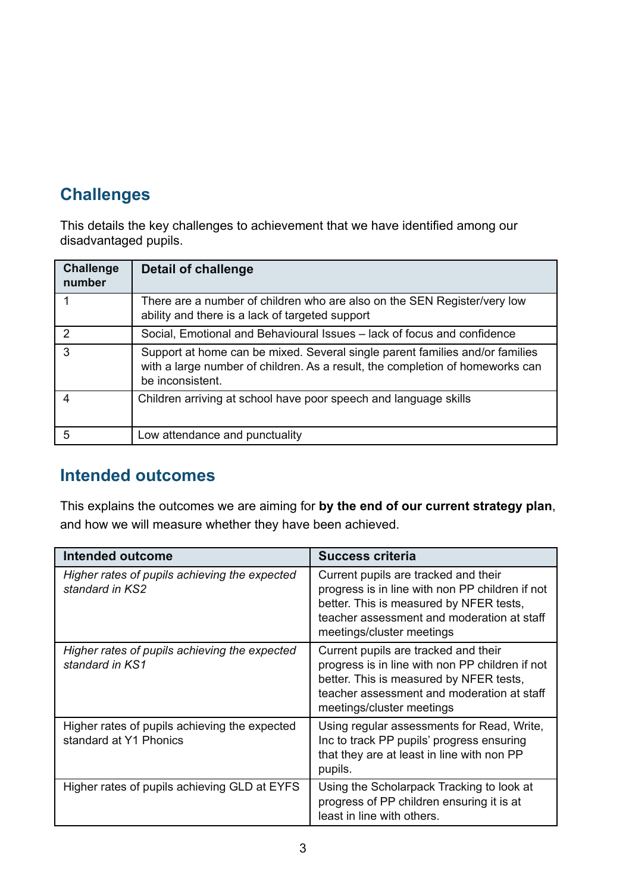## Challenges

This details the key challenges to achievement that we have identified among our disadvantaged pupils.

| Challenge number | Detail of challenge |
|---|---|
| 1 | There are a number of children who are also on the SEN Register/very low ability and there is a lack of targeted support |
| 2 | Social, Emotional and Behavioural Issues – lack of focus and confidence |
| 3 | Support at home can be mixed. Several single parent families and/or families with a large number of children. As a result, the completion of homeworks can be inconsistent. |
| 4 | Children arriving at school have poor speech and language skills |
| 5 | Low attendance and punctuality |

## Intended outcomes

This explains the outcomes we are aiming for **by the end of our current strategy plan**, and how we will measure whether they have been achieved.

| Intended outcome | Success criteria |
|---|---|
| *Higher rates of pupils achieving the expected standard in KS2* | Current pupils are tracked and their progress is in line with non PP children if not better. This is measured by NFER tests, teacher assessment and moderation at staff meetings/cluster meetings |
| *Higher rates of pupils achieving the expected standard in KS1* | Current pupils are tracked and their progress is in line with non PP children if not better. This is measured by NFER tests, teacher assessment and moderation at staff meetings/cluster meetings |
| Higher rates of pupils achieving the expected standard at Y1 Phonics | Using regular assessments for Read, Write, Inc to track PP pupils' progress ensuring that they are at least in line with non PP pupils. |
| Higher rates of pupils achieving GLD at EYFS | Using the Scholarpack Tracking to look at progress of PP children ensuring it is at least in line with others. |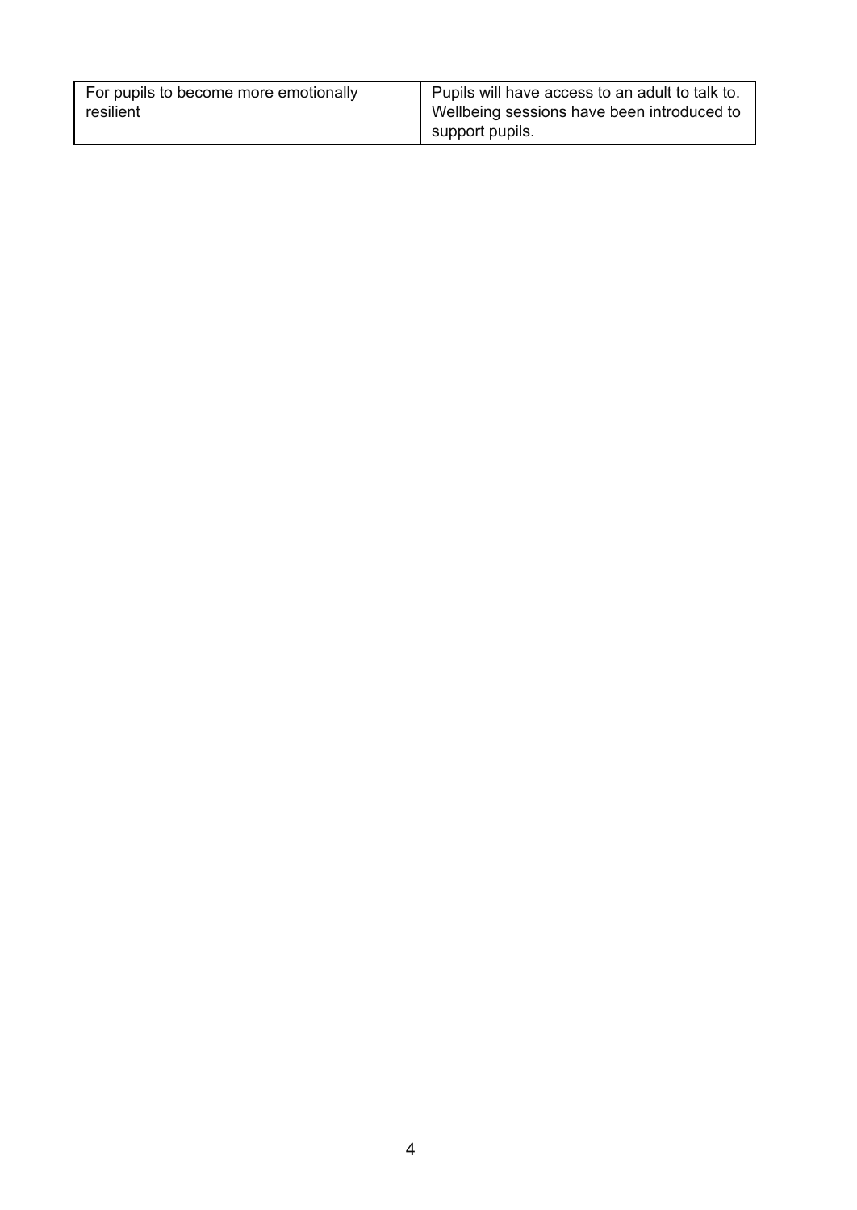| | |
|---|---|
| For pupils to become more emotionally resilient | Pupils will have access to an adult to talk to. Wellbeing sessions have been introduced to support pupils. |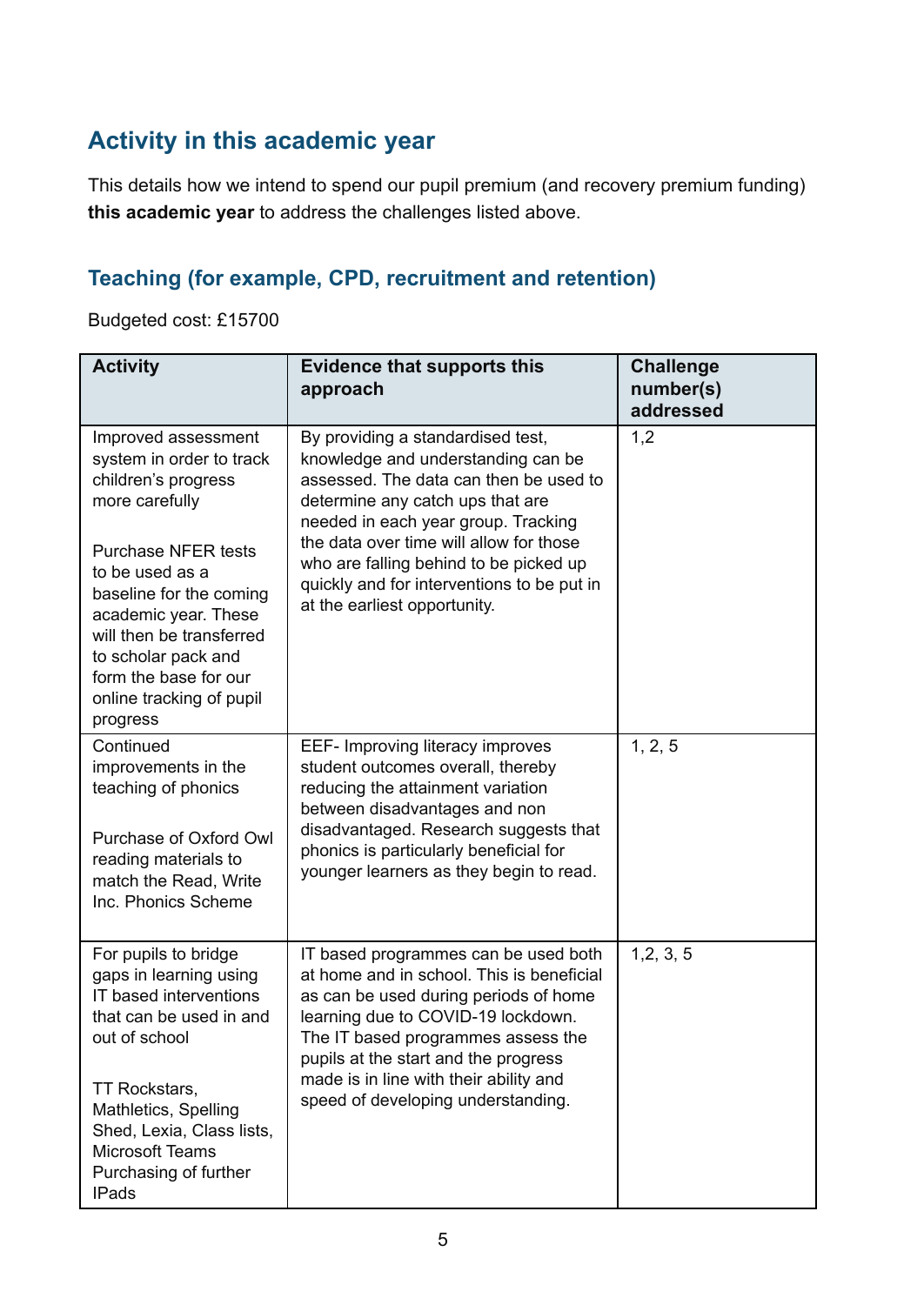## Activity in this academic year

This details how we intend to spend our pupil premium (and recovery premium funding) **this academic year** to address the challenges listed above.

### Teaching (for example, CPD, recruitment and retention)

Budgeted cost: £15700

| Activity | Evidence that supports this approach | Challenge number(s) addressed |
|---|---|---|
| Improved assessment system in order to track children's progress more carefully<br><br>Purchase NFER tests to be used as a baseline for the coming academic year. These will then be transferred to scholar pack and form the base for our online tracking of pupil progress | By providing a standardised test, knowledge and understanding can be assessed. The data can then be used to determine any catch ups that are needed in each year group. Tracking the data over time will allow for those who are falling behind to be picked up quickly and for interventions to be put in at the earliest opportunity. | 1,2 |
| Continued improvements in the teaching of phonics<br><br>Purchase of Oxford Owl reading materials to match the Read, Write Inc. Phonics Scheme | EEF- Improving literacy improves student outcomes overall, thereby reducing the attainment variation between disadvantages and non disadvantaged. Research suggests that phonics is particularly beneficial for younger learners as they begin to read. | 1, 2, 5 |
| For pupils to bridge gaps in learning using IT based interventions that can be used in and out of school<br><br>TT Rockstars, Mathletics, Spelling Shed, Lexia, Class lists, Microsoft Teams Purchasing of further IPads | IT based programmes can be used both at home and in school. This is beneficial as can be used during periods of home learning due to COVID-19 lockdown. The IT based programmes assess the pupils at the start and the progress made is in line with their ability and speed of developing understanding. | 1,2, 3, 5 |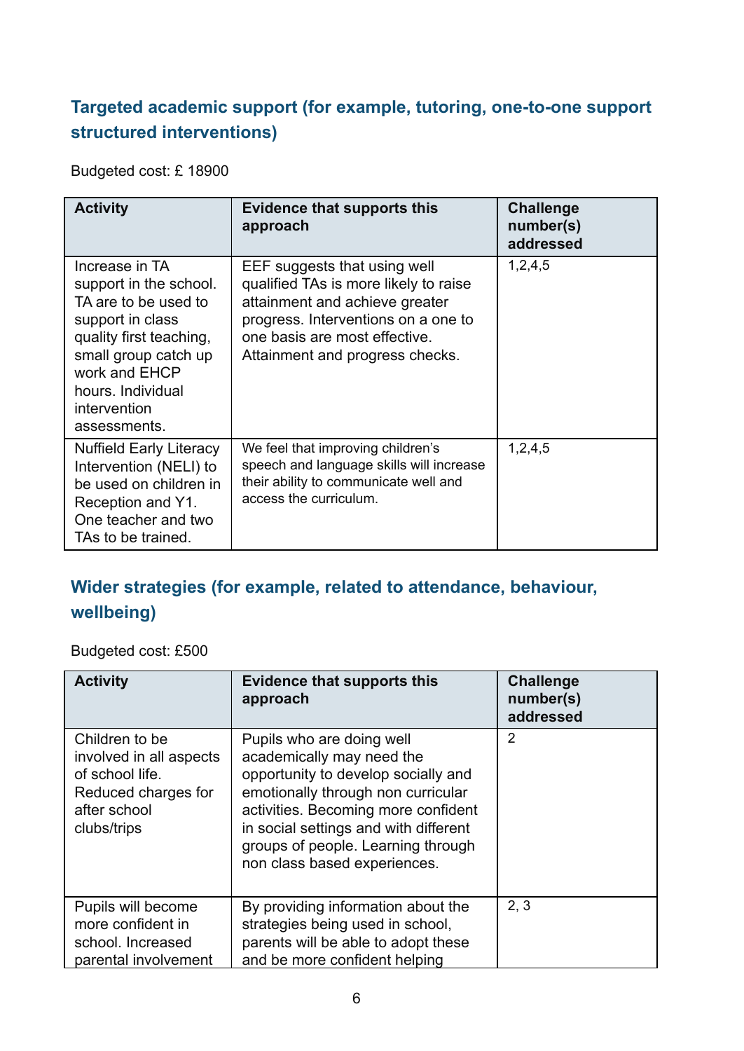### Targeted academic support (for example, tutoring, one-to-one support structured interventions)

Budgeted cost: £ 18900

| Activity | Evidence that supports this approach | Challenge number(s) addressed |
|---|---|---|
| Increase in TA support in the school. TA are to be used to support in class quality first teaching, small group catch up work and EHCP hours. Individual intervention assessments. | EEF suggests that using well qualified TAs is more likely to raise attainment and achieve greater progress. Interventions on a one to one basis are most effective. Attainment and progress checks. | 1,2,4,5 |
| Nuffield Early Literacy Intervention (NELI) to be used on children in Reception and Y1. One teacher and two TAs to be trained. | We feel that improving children's speech and language skills will increase their ability to communicate well and access the curriculum. | 1,2,4,5 |

### Wider strategies (for example, related to attendance, behaviour, wellbeing)

Budgeted cost: £500

| Activity | Evidence that supports this approach | Challenge number(s) addressed |
|---|---|---|
| Children to be involved in all aspects of school life. Reduced charges for after school clubs/trips | Pupils who are doing well academically may need the opportunity to develop socially and emotionally through non curricular activities. Becoming more confident in social settings and with different groups of people. Learning through non class based experiences. | 2 |
| Pupils will become more confident in school. Increased parental involvement | By providing information about the strategies being used in school, parents will be able to adopt these and be more confident helping | 2, 3 |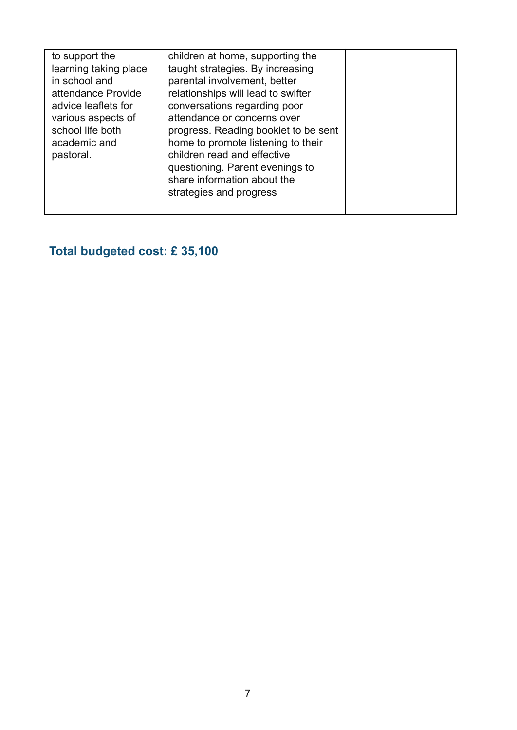| | | |
|---|---|---|
| to support the learning taking place in school and attendance Provide advice leaflets for various aspects of school life both academic and pastoral. | children at home, supporting the taught strategies. By increasing parental involvement, better relationships will lead to swifter conversations regarding poor attendance or concerns over progress. Reading booklet to be sent home to promote listening to their children read and effective questioning. Parent evenings to share information about the strategies and progress | |

**Total budgeted cost: £ 35,100**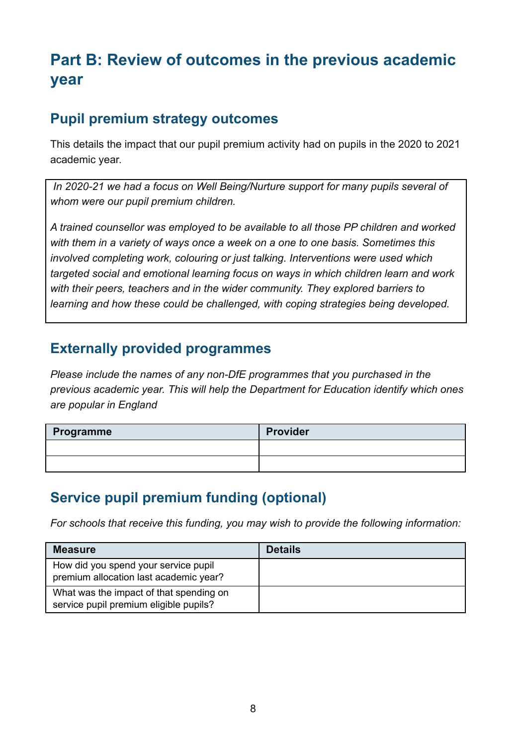# Part B: Review of outcomes in the previous academic year

## Pupil premium strategy outcomes

This details the impact that our pupil premium activity had on pupils in the 2020 to 2021 academic year.

*In 2020-21 we had a focus on Well Being/Nurture support for many pupils several of whom were our pupil premium children.*

*A trained counsellor was employed to be available to all those PP children and worked with them in a variety of ways once a week on a one to one basis. Sometimes this involved completing work, colouring or just talking. Interventions were used which targeted social and emotional learning focus on ways in which children learn and work with their peers, teachers and in the wider community. They explored barriers to learning and how these could be challenged, with coping strategies being developed.*

## Externally provided programmes

*Please include the names of any non-DfE programmes that you purchased in the previous academic year. This will help the Department for Education identify which ones are popular in England*

| Programme | Provider |
| --- | --- |
| | |
| | |

## Service pupil premium funding (optional)

*For schools that receive this funding, you may wish to provide the following information:*

| Measure | Details |
| --- | --- |
| How did you spend your service pupil premium allocation last academic year? | |
| What was the impact of that spending on service pupil premium eligible pupils? | |